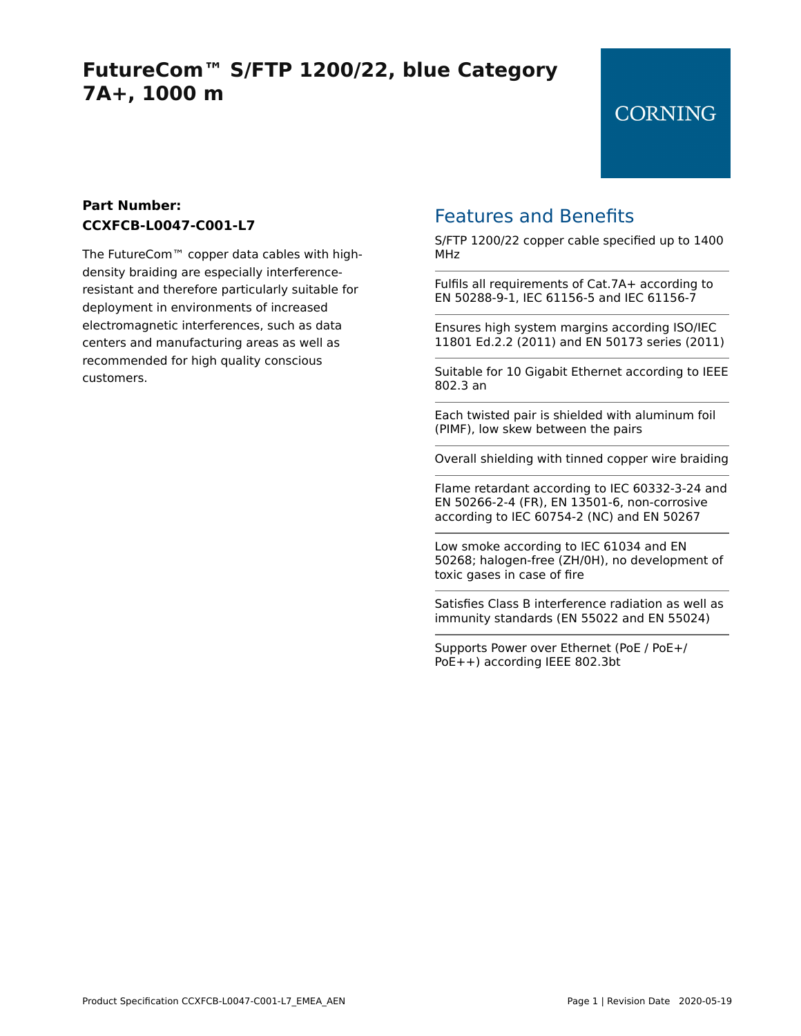# FutureCom™ S/FTP 1200/22, blue Category 7A+, 1000 m

CORNING

**Part Number:**
**CCXFCB-L0047-C001-L7**

The FutureCom™ copper data cables with high-density braiding are especially interference-resistant and therefore particularly suitable for deployment in environments of increased electromagnetic interferences, such as data centers and manufacturing areas as well as recommended for high quality conscious customers.

## Features and Benefits

- S/FTP 1200/22 copper cable specified up to 1400 MHz
- Fulfils all requirements of Cat.7A+ according to EN 50288-9-1, IEC 61156-5 and IEC 61156-7
- Ensures high system margins according ISO/IEC 11801 Ed.2.2 (2011) and EN 50173 series (2011)
- Suitable for 10 Gigabit Ethernet according to IEEE 802.3 an
- Each twisted pair is shielded with aluminum foil (PIMF), low skew between the pairs
- Overall shielding with tinned copper wire braiding
- Flame retardant according to IEC 60332-3-24 and EN 50266-2-4 (FR), EN 13501-6, non-corrosive according to IEC 60754-2 (NC) and EN 50267
- Low smoke according to IEC 61034 and EN 50268; halogen-free (ZH/0H), no development of toxic gases in case of fire
- Satisfies Class B interference radiation as well as immunity standards (EN 55022 and EN 55024)
- Supports Power over Ethernet (PoE / PoE+/ PoE++) according IEEE 802.3bt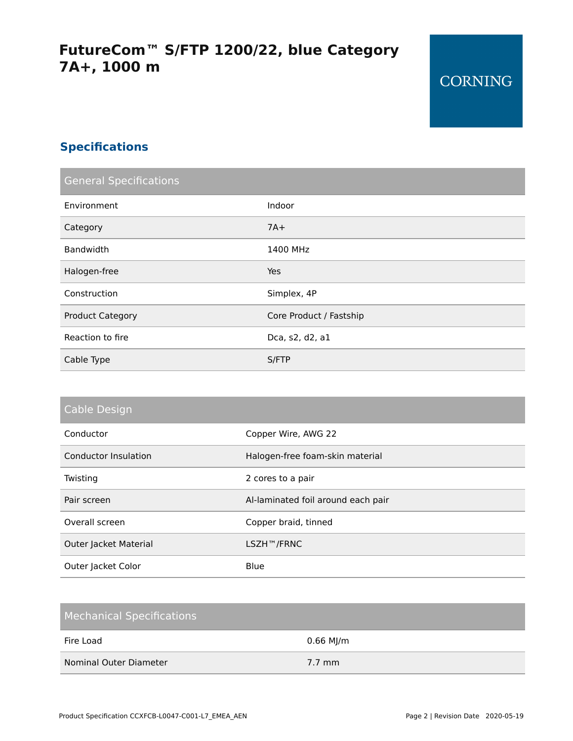# FutureCom™ S/FTP 1200/22, blue Category 7A+, 1000 m

CORNING

## Specifications

| General Specifications | |
|---|---|
| Environment | Indoor |
| Category | 7A+ |
| Bandwidth | 1400 MHz |
| Halogen-free | Yes |
| Construction | Simplex, 4P |
| Product Category | Core Product / Fastship |
| Reaction to fire | Dca, s2, d2, a1 |
| Cable Type | S/FTP |

| Cable Design | |
|---|---|
| Conductor | Copper Wire, AWG 22 |
| Conductor Insulation | Halogen-free foam-skin material |
| Twisting | 2 cores to a pair |
| Pair screen | Al-laminated foil around each pair |
| Overall screen | Copper braid, tinned |
| Outer Jacket Material | LSZH™/FRNC |
| Outer Jacket Color | Blue |

| Mechanical Specifications | |
|---|---|
| Fire Load | 0.66 MJ/m |
| Nominal Outer Diameter | 7.7 mm |

Product Specification CCXFCB-L0047-C001-L7_EMEA_AEN

Revision Date 2020-05-19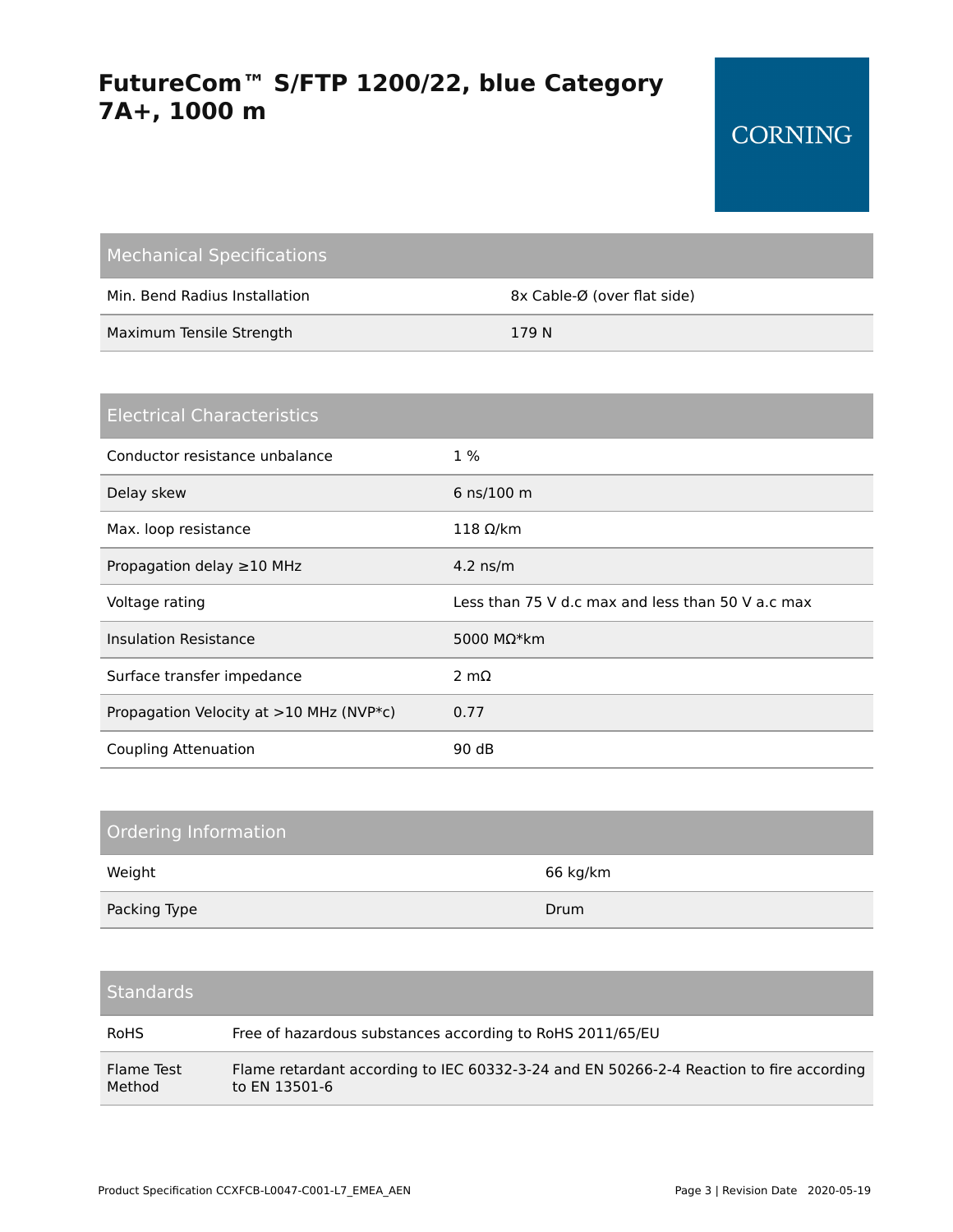# FutureCom™ S/FTP 1200/22, blue Category 7A+, 1000 m

CORNING

## Mechanical Specifications

| Mechanical Specifications | |
|---|---|
| Min. Bend Radius Installation | 8x Cable-Ø (over flat side) |
| Maximum Tensile Strength | 179 N |

## Electrical Characteristics

| Electrical Characteristics | |
|---|---|
| Conductor resistance unbalance | 1 % |
| Delay skew | 6 ns/100 m |
| Max. loop resistance | 118 Ω/km |
| Propagation delay ≥10 MHz | 4.2 ns/m |
| Voltage rating | Less than 75 V d.c max and less than 50 V a.c max |
| Insulation Resistance | 5000 MΩ*km |
| Surface transfer impedance | 2 mΩ |
| Propagation Velocity at >10 MHz (NVP*c) | 0.77 |
| Coupling Attenuation | 90 dB |

## Ordering Information

| Ordering Information | |
|---|---|
| Weight | 66 kg/km |
| Packing Type | Drum |

## Standards

| Standards | |
|---|---|
| RoHS | Free of hazardous substances according to RoHS 2011/65/EU |
| Flame Test Method | Flame retardant according to IEC 60332-3-24 and EN 50266-2-4 Reaction to fire according to EN 13501-6 |

Product Specification CCXFCB-L0047-C001-L7_EMEA_AEN

Revision Date 2020-05-19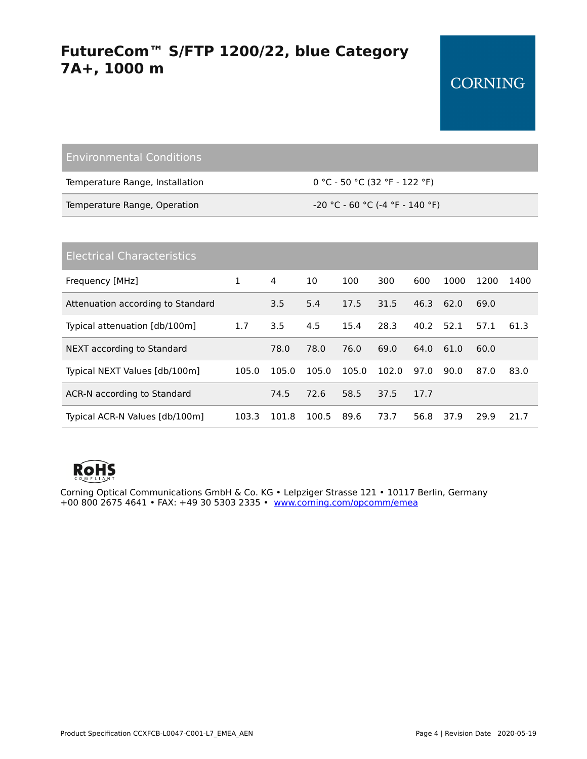# FutureCom™ S/FTP 1200/22, blue Category 7A+, 1000 m

CORNING

## Environmental Conditions

| | |
|---|---|
| Temperature Range, Installation | 0 °C - 50 °C (32 °F - 122 °F) |
| Temperature Range, Operation | -20 °C - 60 °C (-4 °F - 140 °F) |

## Electrical Characteristics

| Frequency [MHz] | 1 | 4 | 10 | 100 | 300 | 600 | 1000 | 1200 | 1400 |
|---|---|---|---|---|---|---|---|---|---|
| Attenuation according to Standard | | 3.5 | 5.4 | 17.5 | 31.5 | 46.3 | 62.0 | 69.0 | |
| Typical attenuation [db/100m] | 1.7 | 3.5 | 4.5 | 15.4 | 28.3 | 40.2 | 52.1 | 57.1 | 61.3 |
| NEXT according to Standard | | 78.0 | 78.0 | 76.0 | 69.0 | 64.0 | 61.0 | 60.0 | |
| Typical NEXT Values [db/100m] | 105.0 | 105.0 | 105.0 | 105.0 | 102.0 | 97.0 | 90.0 | 87.0 | 83.0 |
| ACR-N according to Standard | | 74.5 | 72.6 | 58.5 | 37.5 | 17.7 | | | |
| Typical ACR-N Values [db/100m] | 103.3 | 101.8 | 100.5 | 89.6 | 73.7 | 56.8 | 37.9 | 29.9 | 21.7 |

RoHS COMPLIANT

Corning Optical Communications GmbH & Co. KG • Lelpziger Strasse 121 • 10117 Berlin, Germany
+00 800 2675 4641 • FAX: +49 30 5303 2335 • [www.corning.com/opcomm/emea](www.corning.com/opcomm/emea)

Product Specification CCXFCB-L0047-C001-L7_EMEA_AEN

Revision Date 2020-05-19